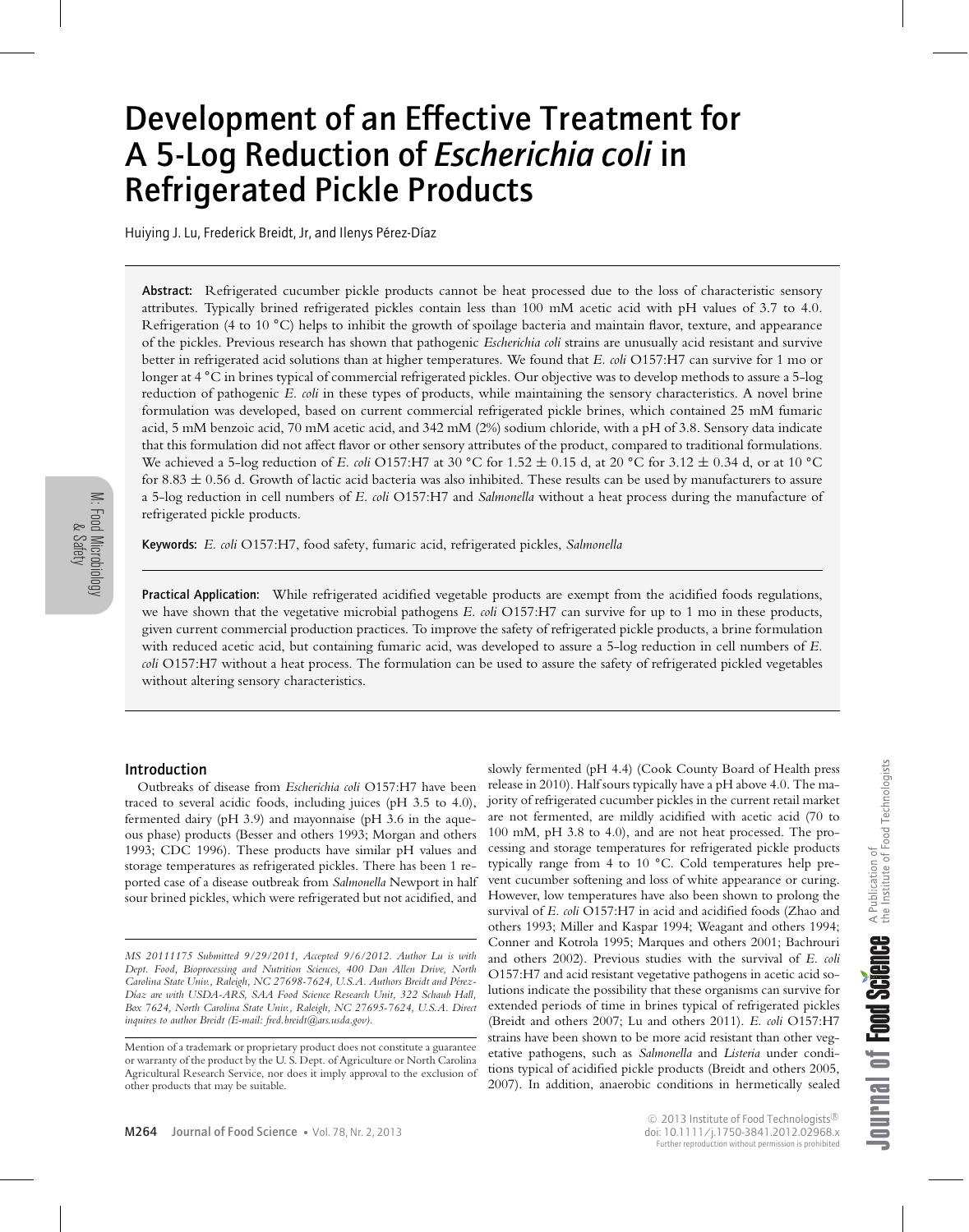# Development of an Effective Treatment for A 5-Log Reduction of *Escherichia coli* in Refrigerated Pickle Products

Huiying J. Lu, Frederick Breidt, Jr, and Ilenys Pérez-Díaz

**Abstract:** Refrigerated cucumber pickle products cannot be heat processed due to the loss of characteristic sensory attributes. Typically brined refrigerated pickles contain less than 100 mM acetic acid with pH values of 3.7 to 4.0. Refrigeration (4 to 10 °C) helps to inhibit the growth of spoilage bacteria and maintain flavor, texture, and appearance of the pickles. Previous research has shown that pathogenic *Escherichia coli* strains are unusually acid resistant and survive better in refrigerated acid solutions than at higher temperatures. We found that *E. coli* O157:H7 can survive for 1 mo or longer at 4 °C in brines typical of commercial refrigerated pickles. Our objective was to develop methods to assure a 5-log reduction of pathogenic *E. coli* in these types of products, while maintaining the sensory characteristics. A novel brine formulation was developed, based on current commercial refrigerated pickle brines, which contained 25 mM fumaric acid, 5 mM benzoic acid, 70 mM acetic acid, and 342 mM (2%) sodium chloride, with a pH of 3.8. Sensory data indicate that this formulation did not affect flavor or other sensory attributes of the product, compared to traditional formulations. We achieved a 5-log reduction of *E. coli* O157:H7 at 30 °C for 1.52 ± 0.15 d, at 20 °C for 3.12 ± 0.34 d, or at 10 °C for 8.83 ± 0.56 d. Growth of lactic acid bacteria was also inhibited. These results can be used by manufacturers to assure a 5-log reduction in cell numbers of *E. coli* O157:H7 and *Salmonella* without a heat process during the manufacture of refrigerated pickle products.

**Keywords:** *E. coli* O157:H7, food safety, fumaric acid, refrigerated pickles, *Salmonella*

**Practical Application:** While refrigerated acidified vegetable products are exempt from the acidified foods regulations, we have shown that the vegetative microbial pathogens *E. coli* O157:H7 can survive for up to 1 mo in these products, given current commercial production practices. To improve the safety of refrigerated pickle products, a brine formulation with reduced acetic acid, but containing fumaric acid, was developed to assure a 5-log reduction in cell numbers of *E. coli* O157:H7 without a heat process. The formulation can be used to assure the safety of refrigerated pickled vegetables without altering sensory characteristics.

## Introduction

Outbreaks of disease from *Escherichia coli* O157:H7 have been traced to several acidic foods, including juices (pH 3.5 to 4.0), fermented dairy (pH 3.9) and mayonnaise (pH 3.6 in the aqueous phase) products (Besser and others 1993; Morgan and others 1993; CDC 1996). These products have similar pH values and storage temperatures as refrigerated pickles. There has been 1 reported case of a disease outbreak from *Salmonella* Newport in half sour brined pickles, which were refrigerated but not acidified, and slowly fermented (pH 4.4) (Cook County Board of Health press release in 2010). Half sours typically have a pH above 4.0. The majority of refrigerated cucumber pickles in the current retail market are not fermented, are mildly acidified with acetic acid (70 to 100 mM, pH 3.8 to 4.0), and are not heat processed. The processing and storage temperatures for refrigerated pickle products typically range from 4 to 10 °C. Cold temperatures help prevent cucumber softening and loss of white appearance or curing. However, low temperatures have also been shown to prolong the survival of *E. coli* O157:H7 in acid and acidified foods (Zhao and others 1993; Miller and Kaspar 1994; Weagant and others 1994; Conner and Kotrola 1995; Marques and others 2001; Bachrouri and others 2002). Previous studies with the survival of *E. coli* O157:H7 and acid resistant vegetative pathogens in acetic acid solutions indicate the possibility that these organisms can survive for extended periods of time in brines typical of refrigerated pickles (Breidt and others 2007; Lu and others 2011). *E. coli* O157:H7 strains have been shown to be more acid resistant than other vegetative pathogens, such as *Salmonella* and *Listeria* under conditions typical of acidified pickle products (Breidt and others 2005, 2007). In addition, anaerobic conditions in hermetically sealed

---

*MS 20111175 Submitted 9/29/2011, Accepted 9/6/2012. Author Lu is with Dept. Food, Bioprocessing and Nutrition Sciences, 400 Dan Allen Drive, North Carolina State Univ., Raleigh, NC 27698-7624, U.S.A. Authors Breidt and Pérez-Díaz are with USDA-ARS, SAA Food Science Research Unit, 322 Schaub Hall, Box 7624, North Carolina State Univ., Raleigh, NC 27695-7624, U.S.A. Direct inquires to author Breidt (E-mail: fred.breidt@ars.usda.gov).*

Mention of a trademark or proprietary product does not constitute a guarantee or warranty of the product by the U. S. Dept. of Agriculture or North Carolina Agricultural Research Service, nor does it imply approval to the exclusion of other products that may be suitable.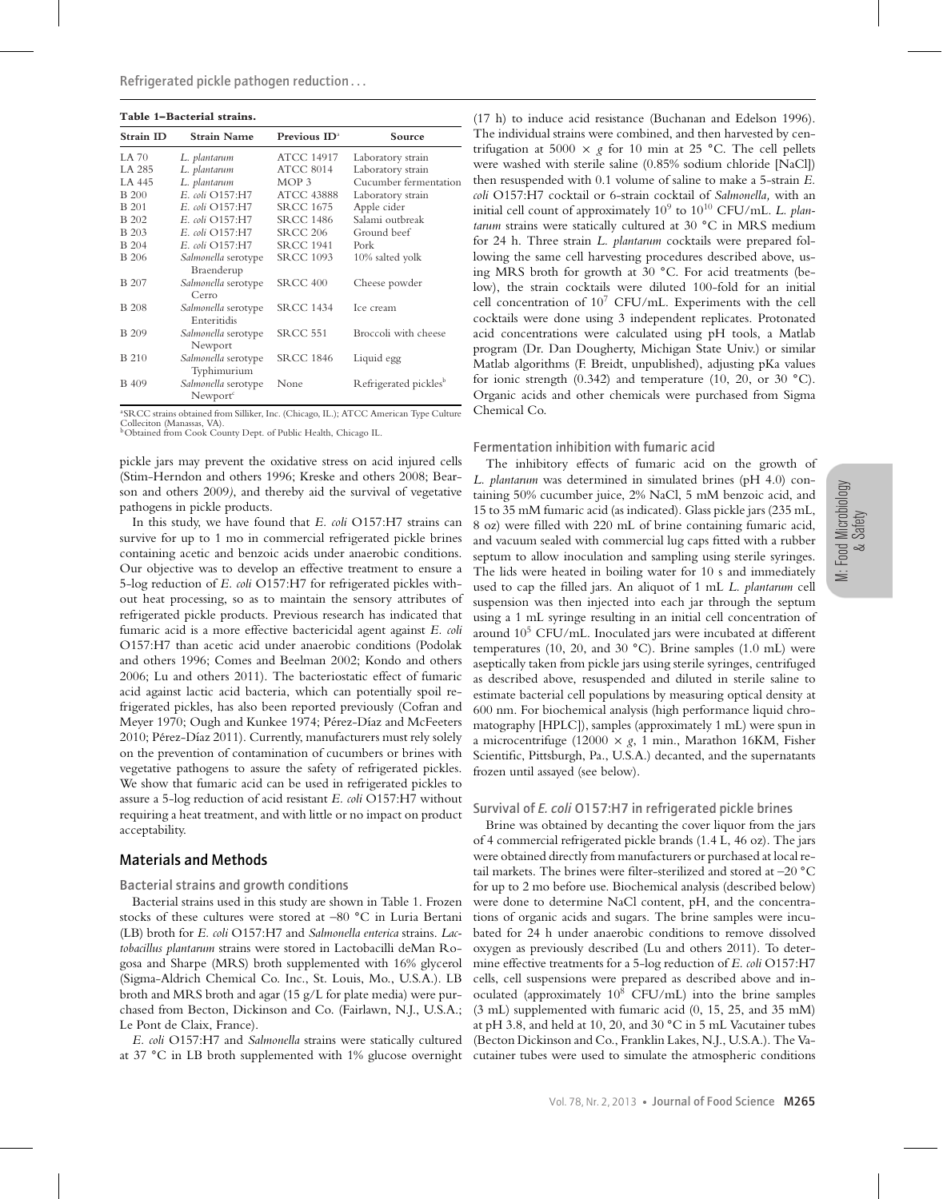**Table 1–Bacterial strains.**

| Strain ID | Strain Name | Previous ID[a] | Source |
| --- | --- | --- | --- |
| LA 70 | *L. plantarum* | ATCC 14917 | Laboratory strain |
| LA 285 | *L. plantarum* | ATCC 8014 | Laboratory strain |
| LA 445 | *L. plantarum* | MOP 3 | Cucumber fermentation |
| B 200 | *E. coli* O157:H7 | ATCC 43888 | Laboratory strain |
| B 201 | *E. coli* O157:H7 | SRCC 1675 | Apple cider |
| B 202 | *E. coli* O157:H7 | SRCC 1486 | Salami outbreak |
| B 203 | *E. coli* O157:H7 | SRCC 206 | Ground beef |
| B 204 | *E. coli* O157:H7 | SRCC 1941 | Pork |
| B 206 | *Salmonella* serotype Braenderup | SRCC 1093 | 10% salted yolk |
| B 207 | *Salmonella* serotype Cerro | SRCC 400 | Cheese powder |
| B 208 | *Salmonella* serotype Enteritidis | SRCC 1434 | Ice cream |
| B 209 | *Salmonella* serotype Newport | SRCC 551 | Broccoli with cheese |
| B 210 | *Salmonella* serotype Typhimurium | SRCC 1846 | Liquid egg |
| B 409 | *Salmonella* serotype Newport[c] | None | Refrigerated pickles[b] |

[a]SRCC strains obtained from Silliker, Inc. (Chicago, IL.); ATCC American Type Culture Colleciton (Manassas, VA).
[b]Obtained from Cook County Dept. of Public Health, Chicago IL.

pickle jars may prevent the oxidative stress on acid injured cells (Stim-Herndon and others 1996; Kreske and others 2008; Bearson and others 2009), and thereby aid the survival of vegetative pathogens in pickle products.

In this study, we have found that *E. coli* O157:H7 strains can survive for up to 1 mo in commercial refrigerated pickle brines containing acetic and benzoic acids under anaerobic conditions. Our objective was to develop an effective treatment to ensure a 5-log reduction of *E. coli* O157:H7 for refrigerated pickles without heat processing, so as to maintain the sensory attributes of refrigerated pickle products. Previous research has indicated that fumaric acid is a more effective bactericidal agent against *E. coli* O157:H7 than acetic acid under anaerobic conditions (Podolak and others 1996; Comes and Beelman 2002; Kondo and others 2006; Lu and others 2011). The bacteriostatic effect of fumaric acid against lactic acid bacteria, which can potentially spoil refrigerated pickles, has also been reported previously (Cofran and Meyer 1970; Ough and Kunkee 1974; Pérez-Díaz and McFeeters 2010; Pérez-Díaz 2011). Currently, manufacturers must rely solely on the prevention of contamination of cucumbers or brines with vegetative pathogens to assure the safety of refrigerated pickles. We show that fumaric acid can be used in refrigerated pickles to assure a 5-log reduction of acid resistant *E. coli* O157:H7 without requiring a heat treatment, and with little or no impact on product acceptability.

## Materials and Methods

### Bacterial strains and growth conditions

Bacterial strains used in this study are shown in Table 1. Frozen stocks of these cultures were stored at –80 °C in Luria Bertani (LB) broth for *E. coli* O157:H7 and *Salmonella enterica* strains. *Lactobacillus plantarum* strains were stored in Lactobacilli deMan Rogosa and Sharpe (MRS) broth supplemented with 16% glycerol (Sigma-Aldrich Chemical Co. Inc., St. Louis, Mo., U.S.A.). LB broth and MRS broth and agar (15 g/L for plate media) were purchased from Becton, Dickinson and Co. (Fairlawn, N.J., U.S.A.; Le Pont de Claix, France).

*E. coli* O157:H7 and *Salmonella* strains were statically cultured at 37 °C in LB broth supplemented with 1% glucose overnight (17 h) to induce acid resistance (Buchanan and Edelson 1996). The individual strains were combined, and then harvested by centrifugation at 5000 × *g* for 10 min at 25 °C. The cell pellets were washed with sterile saline (0.85% sodium chloride [NaCl]) then resuspended with 0.1 volume of saline to make a 5-strain *E. coli* O157:H7 cocktail or 6-strain cocktail of *Salmonella*, with an initial cell count of approximately $10^9$ to $10^{10}$ CFU/mL. *L. plantarum* strains were statically cultured at 30 °C in MRS medium for 24 h. Three strain *L. plantarum* cocktails were prepared following the same cell harvesting procedures described above, using MRS broth for growth at 30 °C. For acid treatments (below), the strain cocktails were diluted 100-fold for an initial cell concentration of $10^7$ CFU/mL. Experiments with the cell cocktails were done using 3 independent replicates. Protonated acid concentrations were calculated using pH tools, a Matlab program (Dr. Dan Dougherty, Michigan State Univ.) or similar Matlab algorithms (F. Breidt, unpublished), adjusting pKa values for ionic strength (0.342) and temperature (10, 20, or 30 °C). Organic acids and other chemicals were purchased from Sigma Chemical Co.

### Fermentation inhibition with fumaric acid

The inhibitory effects of fumaric acid on the growth of *L. plantarum* was determined in simulated brines (pH 4.0) containing 50% cucumber juice, 2% NaCl, 5 mM benzoic acid, and 15 to 35 mM fumaric acid (as indicated). Glass pickle jars (235 mL, 8 oz) were filled with 220 mL of brine containing fumaric acid, and vacuum sealed with commercial lug caps fitted with a rubber septum to allow inoculation and sampling using sterile syringes. The lids were heated in boiling water for 10 s and immediately used to cap the filled jars. An aliquot of 1 mL *L. plantarum* cell suspension was then injected into each jar through the septum using a 1 mL syringe resulting in an initial cell concentration of around $10^5$ CFU/mL. Inoculated jars were incubated at different temperatures (10, 20, and 30 °C). Brine samples (1.0 mL) were aseptically taken from pickle jars using sterile syringes, centrifuged as described above, resuspended and diluted in sterile saline to estimate bacterial cell populations by measuring optical density at 600 nm. For biochemical analysis (high performance liquid chromatography [HPLC]), samples (approximately 1 mL) were spun in a microcentrifuge (12000 × *g*, 1 min., Marathon 16KM, Fisher Scientific, Pittsburgh, Pa., U.S.A.) decanted, and the supernatants frozen until assayed (see below).

### Survival of *E. coli* O157:H7 in refrigerated pickle brines

Brine was obtained by decanting the cover liquor from the jars of 4 commercial refrigerated pickle brands (1.4 L, 46 oz). The jars were obtained directly from manufacturers or purchased at local retail markets. The brines were filter-sterilized and stored at –20 °C for up to 2 mo before use. Biochemical analysis (described below) were done to determine NaCl content, pH, and the concentrations of organic acids and sugars. The brine samples were incubated for 24 h under anaerobic conditions to remove dissolved oxygen as previously described (Lu and others 2011). To determine effective treatments for a 5-log reduction of *E. coli* O157:H7 cells, cell suspensions were prepared as described above and inoculated (approximately $10^8$ CFU/mL) into the brine samples (3 mL) supplemented with fumaric acid (0, 15, 25, and 35 mM) at pH 3.8, and held at 10, 20, and 30 °C in 5 mL Vacutainer tubes (Becton Dickinson and Co., Franklin Lakes, N.J., U.S.A.). The Vacutainer tubes were used to simulate the atmospheric conditions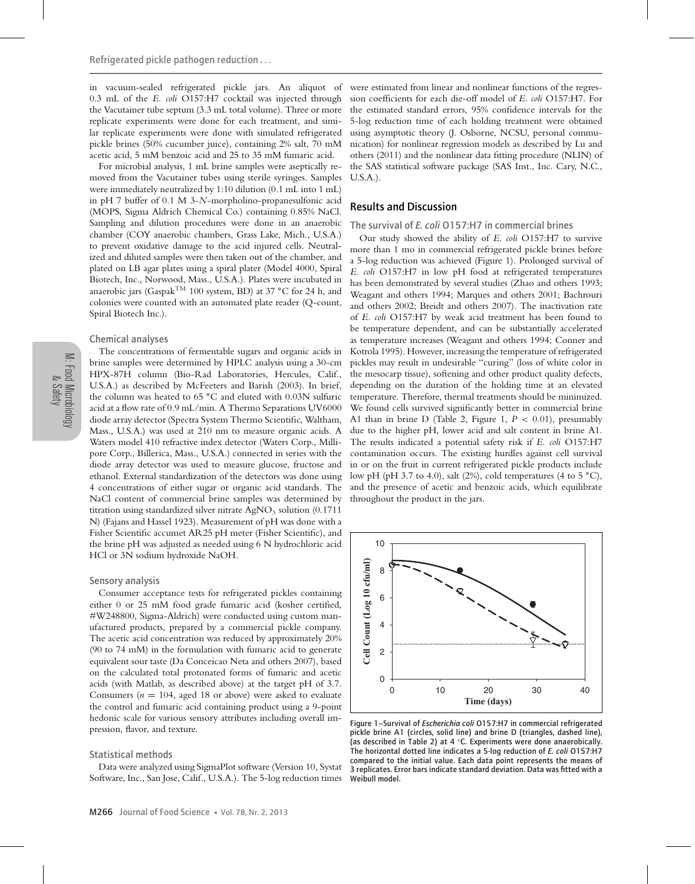in vacuum-sealed refrigerated pickle jars. An aliquot of 0.3 mL of the *E. coli* O157:H7 cocktail was injected through the Vacutainer tube septum (3.3 mL total volume). Three or more replicate experiments were done for each treatment, and similar replicate experiments were done with simulated refrigerated pickle brines (50% cucumber juice), containing 2% salt, 70 mM acetic acid, 5 mM benzoic acid and 25 to 35 mM fumaric acid.

For microbial analysis, 1 mL brine samples were aseptically removed from the Vacutainer tubes using sterile syringes. Samples were immediately neutralized by 1:10 dilution (0.1 mL into 1 mL) in pH 7 buffer of 0.1 M 3-*N*-morpholino-propanesulfonic acid (MOPS, Sigma Aldrich Chemical Co.) containing 0.85% NaCl. Sampling and dilution procedures were done in an anaerobic chamber (COY anaerobic chambers, Grass Lake, Mich., U.S.A.) to prevent oxidative damage to the acid injured cells. Neutralized and diluted samples were then taken out of the chamber, and plated on LB agar plates using a spiral plater (Model 4000, Spiral Biotech, Inc., Norwood, Mass., U.S.A.). Plates were incubated in anaerobic jars (Gaspak™ 100 system, BD) at 37 °C for 24 h, and colonies were counted with an automated plate reader (Q-count, Spiral Biotech Inc.).

### Chemical analyses

The concentrations of fermentable sugars and organic acids in brine samples were determined by HPLC analysis using a 30-cm HPX-87H column (Bio-Rad Laboratories, Hercules, Calif., U.S.A.) as described by McFeeters and Barish (2003). In brief, the column was heated to 65 °C and eluted with 0.03N sulfuric acid at a flow rate of 0.9 mL/min. A Thermo Separations UV6000 diode array detector (Spectra System Thermo Scientific, Waltham, Mass., U.S.A.) was used at 210 nm to measure organic acids. A Waters model 410 refractive index detector (Waters Corp., Millipore Corp., Billerica, Mass., U.S.A.) connected in series with the diode array detector was used to measure glucose, fructose and ethanol. External standardization of the detectors was done using 4 concentrations of either sugar or organic acid standards. The NaCl content of commercial brine samples was determined by titration using standardized silver nitrate $AgNO_3$ solution (0.1711 N) (Fajans and Hassel 1923). Measurement of pH was done with a Fisher Scientific accumet AR25 pH meter (Fisher Scientific), and the brine pH was adjusted as needed using 6 N hydrochloric acid HCl or 3N sodium hydroxide NaOH.

### Sensory analysis

Consumer acceptance tests for refrigerated pickles containing either 0 or 25 mM food grade fumaric acid (kosher certified, #W248800, Sigma-Aldrich) were conducted using custom manufactured products, prepared by a commercial pickle company. The acetic acid concentration was reduced by approximately 20% (90 to 74 mM) in the formulation with fumaric acid to generate equivalent sour taste (Da Conceicao Neta and others 2007), based on the calculated total protonated forms of fumaric and acetic acids (with Matlab, as described above) at the target pH of 3.7. Consumers ($n$ = 104, aged 18 or above) were asked to evaluate the control and fumaric acid containing product using a 9-point hedonic scale for various sensory attributes including overall impression, flavor, and texture.

### Statistical methods

Data were analyzed using SigmaPlot software (Version 10, Systat Software, Inc., San Jose, Calif., U.S.A.). The 5-log reduction times were estimated from linear and nonlinear functions of the regression coefficients for each die-off model of *E. coli* O157:H7. For the estimated standard errors, 95% confidence intervals for the 5-log reduction time of each holding treatment were obtained using asymptotic theory (J. Osborne, NCSU, personal communication) for nonlinear regression models as described by Lu and others (2011) and the nonlinear data fitting procedure (NLIN) of the SAS statistical software package (SAS Inst., Inc. Cary, N.C., U.S.A.).

## Results and Discussion

### The survival of *E. coli* O157:H7 in commercial brines

Our study showed the ability of *E. coli* O157:H7 to survive more than 1 mo in commercial refrigerated pickle brines before a 5-log reduction was achieved (Figure 1). Prolonged survival of *E. coli* O157:H7 in low pH food at refrigerated temperatures has been demonstrated by several studies (Zhao and others 1993; Weagant and others 1994; Marques and others 2001; Bachrouri and others 2002; Breidt and others 2007). The inactivation rate of *E. coli* O157:H7 by weak acid treatment has been found to be temperature dependent, and can be substantially accelerated as temperature increases (Weagant and others 1994; Conner and Kotrola 1995). However, increasing the temperature of refrigerated pickles may result in undesirable "curing" (loss of white color in the mesocarp tissue), softening and other product quality defects, depending on the duration of the holding time at an elevated temperature. Therefore, thermal treatments should be minimized. We found cells survived significantly better in commercial brine A1 than in brine D (Table 2, Figure 1, $P < 0.01$), presumably due to the higher pH, lower acid and salt content in brine A1. The results indicated a potential safety risk if *E. coli* O157:H7 contamination occurs. The existing hurdles against cell survival in or on the fruit in current refrigerated pickle products include low pH (pH 3.7 to 4.0), salt (2%), cold temperatures (4 to 5 °C), and the presence of acetic and benzoic acids, which equilibrate throughout the product in the jars.

Figure 1–Survival of *Escherichia coli* O157:H7 in commercial refrigerated pickle brine A1 (circles, solid line) and brine D (triangles, dashed line), (as described in Table 2) at 4 °C. Experiments were done anaerobically. The horizontal dotted line indicates a 5-log reduction of *E. coli* O157:H7 compared to the initial value. Each data point represents the means of 3 replicates. Error bars indicate standard deviation. Data was fitted with a Weibull model.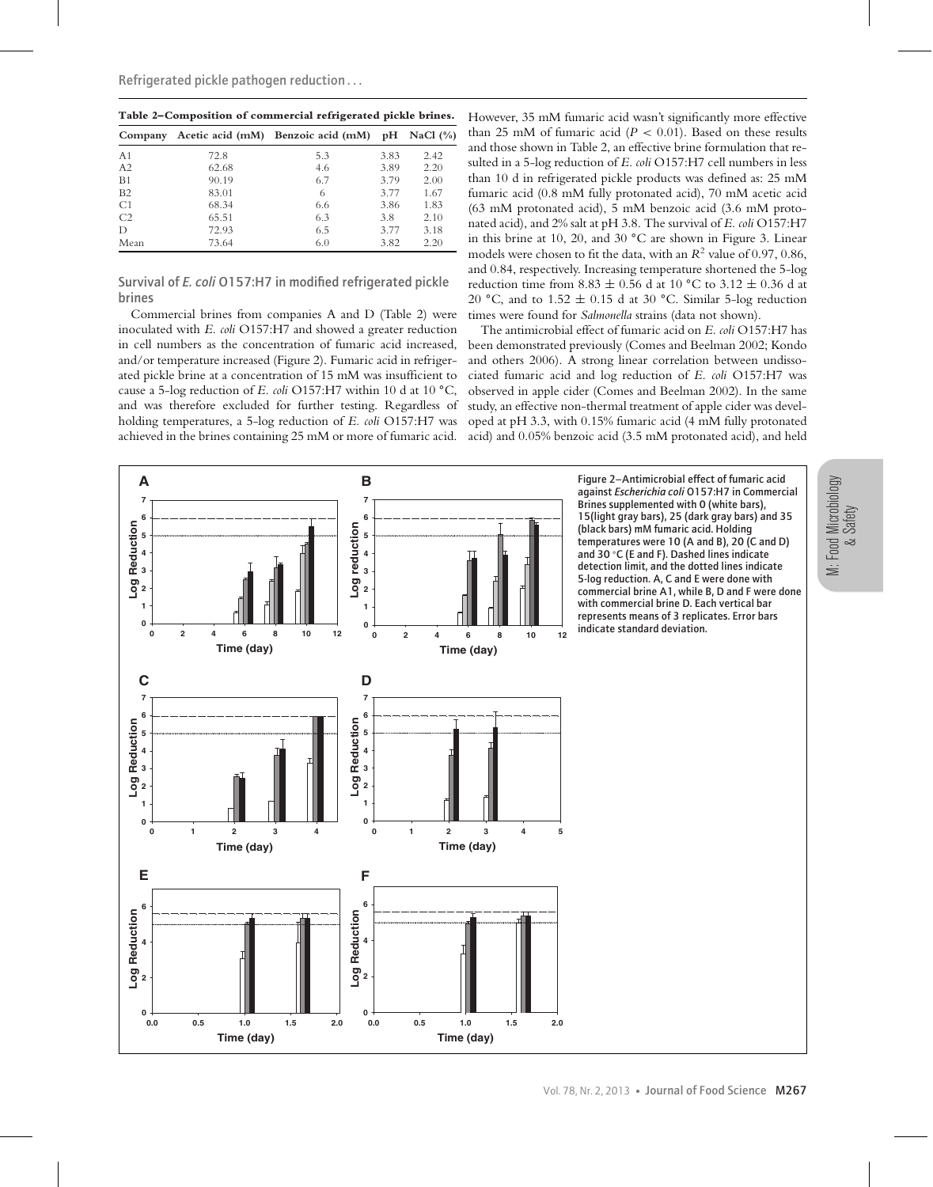**Table 2–Composition of commercial refrigerated pickle brines.**

| Company | Acetic acid (mM) | Benzoic acid (mM) | pH | NaCl (%) |
|---|---|---|---|---|
| A1 | 72.8 | 5.3 | 3.83 | 2.42 |
| A2 | 62.68 | 4.6 | 3.89 | 2.20 |
| B1 | 90.19 | 6.7 | 3.79 | 2.00 |
| B2 | 83.01 | 6 | 3.77 | 1.67 |
| C1 | 68.34 | 6.6 | 3.86 | 1.83 |
| C2 | 65.51 | 6.3 | 3.8 | 2.10 |
| D | 72.93 | 6.5 | 3.77 | 3.18 |
| Mean | 73.64 | 6.0 | 3.82 | 2.20 |

### Survival of *E. coli* O157:H7 in modified refrigerated pickle brines

Commercial brines from companies A and D (Table 2) were inoculated with *E. coli* O157:H7 and showed a greater reduction in cell numbers as the concentration of fumaric acid increased, and/or temperature increased (Figure 2). Fumaric acid in refrigerated pickle brine at a concentration of 15 mM was insufficient to cause a 5-log reduction of *E. coli* O157:H7 within 10 d at 10 °C, and was therefore excluded for further testing. Regardless of holding temperatures, a 5-log reduction of *E. coli* O157:H7 was achieved in the brines containing 25 mM or more of fumaric acid. However, 35 mM fumaric acid wasn't significantly more effective than 25 mM of fumaric acid ($P < 0.01$). Based on these results and those shown in Table 2, an effective brine formulation that resulted in a 5-log reduction of *E. coli* O157:H7 cell numbers in less than 10 d in refrigerated pickle products was defined as: 25 mM fumaric acid (0.8 mM fully protonated acid), 70 mM acetic acid (63 mM protonated acid), 5 mM benzoic acid (3.6 mM protonated acid), and 2% salt at pH 3.8. The survival of *E. coli* O157:H7 in this brine at 10, 20, and 30 °C are shown in Figure 3. Linear models were chosen to fit the data, with an $R^2$ value of 0.97, 0.86, and 0.84, respectively. Increasing temperature shortened the 5-log reduction time from 8.83 ± 0.56 d at 10 °C to 3.12 ± 0.36 d at 20 °C, and to 1.52 ± 0.15 d at 30 °C. Similar 5-log reduction times were found for *Salmonella* strains (data not shown).

The antimicrobial effect of fumaric acid on *E. coli* O157:H7 has been demonstrated previously (Comes and Beelman 2002; Kondo and others 2006). A strong linear correlation between undissociated fumaric acid and log reduction of *E. coli* O157:H7 was observed in apple cider (Comes and Beelman 2002). In the same study, an effective non-thermal treatment of apple cider was developed at pH 3.3, with 0.15% fumaric acid (4 mM fully protonated acid) and 0.05% benzoic acid (3.5 mM protonated acid), and held

Figure 2–Antimicrobial effect of fumaric acid against *Escherichia coli* O157:H7 in Commercial Brines supplemented with 0 (white bars), 15(light gray bars), 25 (dark gray bars) and 35 (black bars) mM fumaric acid. Holding temperatures were 10 (A and B), 20 (C and D) and 30 °C (E and F). Dashed lines indicate detection limit, and the dotted lines indicate 5-log reduction. A, C and E were done with commercial brine A1, while B, D and F were done with commercial brine D. Each vertical bar represents means of 3 replicates. Error bars indicate standard deviation.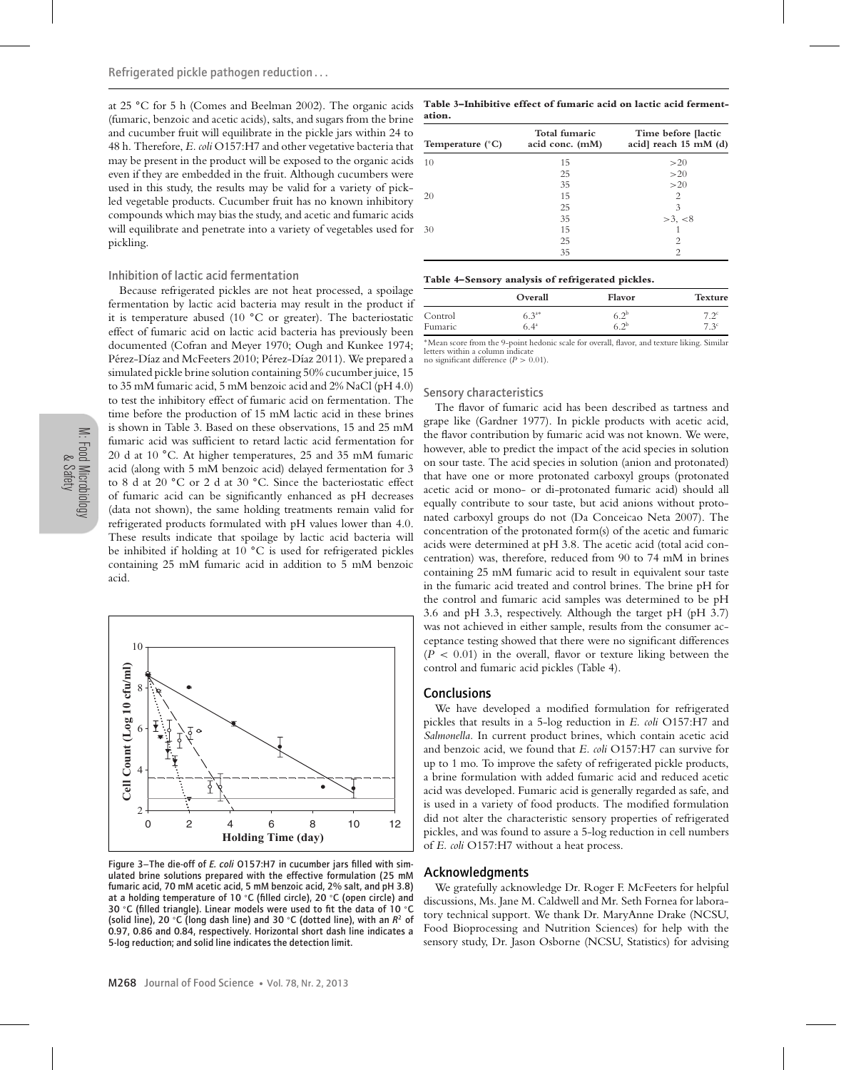at 25 °C for 5 h (Comes and Beelman 2002). The organic acids (fumaric, benzoic and acetic acids), salts, and sugars from the brine and cucumber fruit will equilibrate in the pickle jars within 24 to 48 h. Therefore, *E. coli* O157:H7 and other vegetative bacteria that may be present in the product will be exposed to the organic acids even if they are embedded in the fruit. Although cucumbers were used in this study, the results may be valid for a variety of pickled vegetable products. Cucumber fruit has no known inhibitory compounds which may bias the study, and acetic and fumaric acids will equilibrate and penetrate into a variety of vegetables used for pickling.

### Inhibition of lactic acid fermentation

Because refrigerated pickles are not heat processed, a spoilage fermentation by lactic acid bacteria may result in the product if it is temperature abused (10 °C or greater). The bacteriostatic effect of fumaric acid on lactic acid bacteria has previously been documented (Cofran and Meyer 1970; Ough and Kunkee 1974; Pérez-Díaz and McFeeters 2010; Pérez-Díaz 2011). We prepared a simulated pickle brine solution containing 50% cucumber juice, 15 to 35 mM fumaric acid, 5 mM benzoic acid and 2% NaCl (pH 4.0) to test the inhibitory effect of fumaric acid on fermentation. The time before the production of 15 mM lactic acid in these brines is shown in Table 3. Based on these observations, 15 and 25 mM fumaric acid was sufficient to retard lactic acid fermentation for 20 d at 10 °C. At higher temperatures, 25 and 35 mM fumaric acid (along with 5 mM benzoic acid) delayed fermentation for 3 to 8 d at 20 °C or 2 d at 30 °C. Since the bacteriostatic effect of fumaric acid can be significantly enhanced as pH decreases (data not shown), the same holding treatments remain valid for refrigerated products formulated with pH values lower than 4.0. These results indicate that spoilage by lactic acid bacteria will be inhibited if holding at 10 °C is used for refrigerated pickles containing 25 mM fumaric acid in addition to 5 mM benzoic acid.

Figure 3–The die-off of *E. coli* O157:H7 in cucumber jars filled with simulated brine solutions prepared with the effective formulation (25 mM fumaric acid, 70 mM acetic acid, 5 mM benzoic acid, 2% salt, and pH 3.8) at a holding temperature of 10 °C (filled circle), 20 °C (open circle) and 30 °C (filled triangle). Linear models were used to fit the data of 10 °C (solid line), 20 °C (long dash line) and 30 °C (dotted line), with an $R^2$ of 0.97, 0.86 and 0.84, respectively. Horizontal short dash line indicates a 5-log reduction; and solid line indicates the detection limit.

**Table 3–Inhibitive effect of fumaric acid on lactic acid fermentation.**

| Temperature (°C) | Total fumaric acid conc. (mM) | Time before [lactic acid] reach 15 mM (d) |
|---|---|---|
| 10 | 15 | >20 |
| | 25 | >20 |
| | 35 | >20 |
| 20 | 15 | 2 |
| | 25 | 3 |
| | 35 | >3, <8 |
| 30 | 15 | 1 |
| | 25 | 2 |
| | 35 | 2 |

**Table 4–Sensory analysis of refrigerated pickles.**

| | Overall | Flavor | Texture |
|---|---|---|---|
| Control | 6.3[a*] | 6.2[b] | 7.2[c] |
| Fumaric | 6.4[a] | 6.2[b] | 7.3[c] |

*Mean score from the 9-point hedonic scale for overall, flavor, and texture liking. Similar letters within a column indicate no significant difference ($P > 0.01$).

### Sensory characteristics

The flavor of fumaric acid has been described as tartness and grape like (Gardner 1977). In pickle products with acetic acid, the flavor contribution by fumaric acid was not known. We were, however, able to predict the impact of the acid species in solution on sour taste. The acid species in solution (anion and protonated) that have one or more protonated carboxyl groups (protonated acetic acid or mono- or di-protonated fumaric acid) should all equally contribute to sour taste, but acid anions without protonated carboxyl groups do not (Da Conceicao Neta 2007). The concentration of the protonated form(s) of the acetic and fumaric acids were determined at pH 3.8. The acetic acid (total acid concentration) was, therefore, reduced from 90 to 74 mM in brines containing 25 mM fumaric acid to result in equivalent sour taste in the fumaric acid treated and control brines. The brine pH for the control and fumaric acid samples was determined to be pH 3.6 and pH 3.3, respectively. Although the target pH (pH 3.7) was not achieved in either sample, results from the consumer acceptance testing showed that there were no significant differences ($P < 0.01$) in the overall, flavor or texture liking between the control and fumaric acid pickles (Table 4).

## Conclusions

We have developed a modified formulation for refrigerated pickles that results in a 5-log reduction in *E. coli* O157:H7 and *Salmonella*. In current product brines, which contain acetic acid and benzoic acid, we found that *E. coli* O157:H7 can survive for up to 1 mo. To improve the safety of refrigerated pickle products, a brine formulation with added fumaric acid and reduced acetic acid was developed. Fumaric acid is generally regarded as safe, and is used in a variety of food products. The modified formulation did not alter the characteristic sensory properties of refrigerated pickles, and was found to assure a 5-log reduction in cell numbers of *E. coli* O157:H7 without a heat process.

## Acknowledgments

We gratefully acknowledge Dr. Roger F. McFeeters for helpful discussions, Ms. Jane M. Caldwell and Mr. Seth Fornea for laboratory technical support. We thank Dr. MaryAnne Drake (NCSU, Food Bioprocessing and Nutrition Sciences) for help with the sensory study, Dr. Jason Osborne (NCSU, Statistics) for advising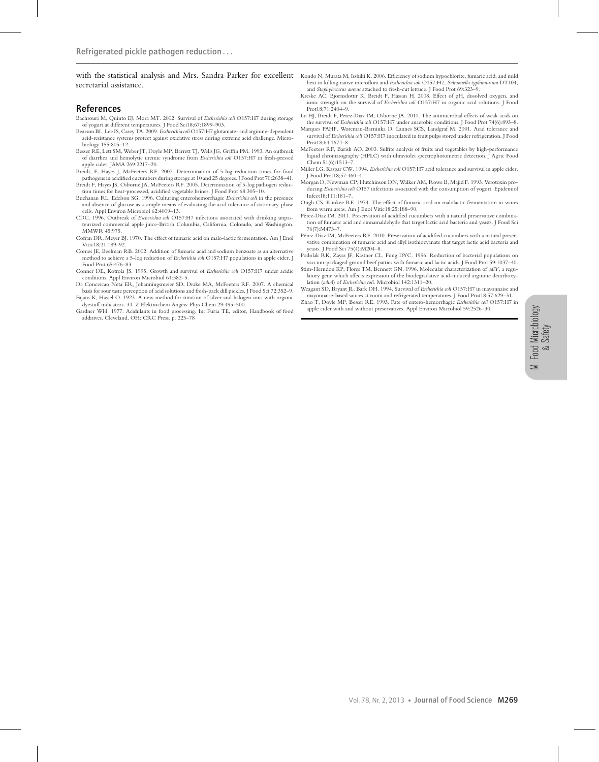with the statistical analysis and Mrs. Sandra Parker for excellent secretarial assistance.

## References

Bachrouri M, Quinto EJ, Mora MT. 2002. Survival of *Escherichia coli* O157:H7 during storage of yogurt at different temperatures. J Food Sci18;67:1899–903.

Bearson BL, Lee IS, Casey TA. 2009. *Escherichia coli* O157:H7 glutamate- and arginine-dependent acid-resistance systems protect against oxidative stress during extreme acid challenge. Microbiology 155:805–12.

Besser RE, Lett SM, Weber JT, Doyle MP, Barrett TJ, Wells JG, Griffin PM. 1993. An outbreak of diarrhea and hemolytic uremic syndrome from *Escherichia coli* O157:H7 in fresh-pressed apple cider. JAMA 269:2217–20.

Breidt, F, Hayes J, McFeeters RF. 2007. Determination of 5-log reduction times for food pathogens in acidified cucumbers during storage at 10 and 25 degrees. J Food Prot 70:2638–41.

Breidt F, Hayes JS, Osborne JA, McFeeters RF. 2005. Determination of 5-log pathogen reduction times for heat-processed, acidified vegetable brines. J Food Prot 68:305–10.

Buchanan RL, Edelson SG. 1996. Culturing enterohemorrhagic *Escherichia coli* in the presence and absence of glucose as a simple means of evaluating the acid tolerance of stationary-phase cells. Appl Environ Microbiol 62:4009–13.

CDC. 1996. Outbreak of *Escherichia coli* O157:H7 infections associated with drinking unpasteurized commercial apple juice-British Columbia, California, Colorado, and Washington. MMWR 45:975.

Cofran DR, Meyer BJ. 1970. The effect of fumaric acid on malo-lactic fermentation. Am J Enol Vitic18;21:189–92.

Comes JE, Beelman RB. 2002. Addition of fumaric acid and sodium benzoate as an alternative method to achieve a 5-log reduction of *Escherichia coli* O157:H7 populations in apple cider. J Food Prot 65:476–83.

Conner DE, Kotrola JS. 1995. Growth and survival of *Escherichia coli* O157:H7 under acidic conditions. Appl Environ Microbiol 61:382–5.

Da Conceicao Neta ER, Johanningsmeier SD, Drake MA, McFeeters RF. 2007. A chemical basis for sour taste perception of acid solutions and fresh-pack dill pickles. J Food Sci 72:352–9.

Fajans K, Hassel O. 1923. A new method for titration of silver and halogen ions with organic dyestuff indicators. 34. Z Elektrochem Angew Phys Chem 29:495–500.

Gardner WH. 1977. Acidulants in food processing. In: Furia TE, editor, Handbook of food additives. Cleveland, OH: CRC Press. p. 225–78

Kondo N, Murata M, Isshiki K. 2006. Efficiency of sodium hypochlorite, fumaric acid, and mild heat in killing native microflora and *Escherichia coli* O157:H7, *Salmonella typhimurium* DT104, and *Staphylococcus aureus* attached to fresh-cut lettuce. J Food Prot 69:323–9.

Kreske AC, Bjornsdottir K, Breidt F, Hassan H. 2008. Effect of pH, dissolved oxygen, and ionic strength on the survival of *Escherichia coli* O157:H7 in organic acid solutions. J Food Prot18;71:2404–9.

Lu HJ, Breidt F, Perez-Diaz IM, Osborne JA. 2011. The antimicrobial effects of weak acids on the survival of *Escherichia coli* O157:H7 under anaerobic conditions. J Food Prot 74(6):893–8.

Marques PAHF, Worcman-Barninka D, Lannes SCS, Landgraf M. 2001. Acid tolerance and survival of *Escherichia coli* O157:H7 inoculated in fruit pulps stored under refrigeration. J Food Prot18;64:1674–8.

McFeeters RF, Barish AO. 2003. Sulfite analysis of fruits and vegetables by high-performance liquid chromatography (HPLC) with ultraviolet spectrophotometric detection. J Agric Food Chem 51(6):1513–7.

Miller LG, Kaspar CW. 1994. *Escherichia coli* O157:H7 acid tolerance and survival in apple cider. J Food Prot18;57:460–4.

Morgan D, Newman CP, Hutchinson DN, Walker AM, Rowe B, Majid F. 1993. Verotoxin producing *Escherichia coli* O157 infections associated with the consumption of yogurt. Epidemiol Infect18;111:181–7.

Ough CS, Kunkee RE. 1974. The effect of fumaric acid on malolactic fermentation in wines from warm areas. Am J Enol Vitic18;25:188–90.

Pérez-Díaz IM. 2011. Preservation of acidified cucumbers with a natural preservative combination of fumaric acid and cinnamaldehyde that target lactic acid bacteria and yeasts. J Food Sci 76(7):M473–7.

Pérez-Díaz IM, McFeeters RF. 2010. Preservation of acidified cucumbers with a natural preservative combination of fumaric acid and allyl isothiocyanate that target lactic acid bacteria and yeasts. J Food Sci 75(4):M204–8.

Podolak RK, Zayas JF, Kastner CL, Fung DYC. 1996. Reduction of bacterial populations on vaccum-packaged ground beef patties with fumaric and lactic acids. J Food Prot 59:1037–40.

Stim-Herndon KP, Flores TM, Bennett GN. 1996. Molecular characterization of *adiY*, a regulatory gene which affects expression of the biodegradative acid-induced arginine decarboxylation (*adiA*) of *Escherichia coli*. Microbiol 142:1311–20.

Weagant SD, Bryant JL, Bark DH. 1994. Survival of *Escherichia coli* O157:H7 in mayonnaise and mayonnaise-based sauces at room and refrigerated temperatures. J Food Prot18;57:629–31.

Zhao T, Doyle MP, Besser RE. 1993. Fate of entero-hemorrhagic *Escherichia coli* O157:H7 in apple cider with and without preservatives. Appl Environ Microbiol 59:2526–30.